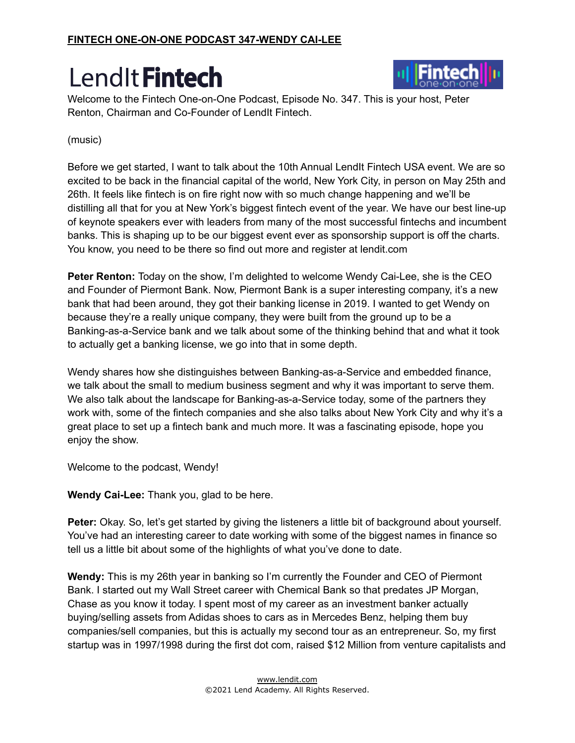**FINTECH ONE-ON-ONE PODCAST 347-WENDY CAI-LEE**

Welcome to the Fintech One-on-One Podcast, Episode No. 347. This is your host, Peter Renton, Chairman and Co-Founder of LendIt Fintech.

(music)

Before we get started, I want to talk about the 10th Annual LendIt Fintech USA event. We are so excited to be back in the financial capital of the world, New York City, in person on May 25th and 26th. It feels like fintech is on fire right now with so much change happening and we'll be distilling all that for you at New York's biggest fintech event of the year. We have our best line-up of keynote speakers ever with leaders from many of the most successful fintechs and incumbent banks. This is shaping up to be our biggest event ever as sponsorship support is off the charts. You know, you need to be there so find out more and register at lendit.com

**Peter Renton:** Today on the show, I'm delighted to welcome Wendy Cai-Lee, she is the CEO and Founder of Piermont Bank. Now, Piermont Bank is a super interesting company, it's a new bank that had been around, they got their banking license in 2019. I wanted to get Wendy on because they're a really unique company, they were built from the ground up to be a Banking-as-a-Service bank and we talk about some of the thinking behind that and what it took to actually get a banking license, we go into that in some depth.

Wendy shares how she distinguishes between Banking-as-a-Service and embedded finance, we talk about the small to medium business segment and why it was important to serve them. We also talk about the landscape for Banking-as-a-Service today, some of the partners they work with, some of the fintech companies and she also talks about New York City and why it's a great place to set up a fintech bank and much more. It was a fascinating episode, hope you enjoy the show.

Welcome to the podcast, Wendy!

**Wendy Cai-Lee:** Thank you, glad to be here.

**Peter:** Okay. So, let's get started by giving the listeners a little bit of background about yourself. You've had an interesting career to date working with some of the biggest names in finance so tell us a little bit about some of the highlights of what you've done to date.

**Wendy:** This is my 26th year in banking so I'm currently the Founder and CEO of Piermont Bank. I started out my Wall Street career with Chemical Bank so that predates JP Morgan, Chase as you know it today. I spent most of my career as an investment banker actually buying/selling assets from Adidas shoes to cars as in Mercedes Benz, helping them buy companies/sell companies, but this is actually my second tour as an entrepreneur. So, my first startup was in 1997/1998 during the first dot com, raised $12 Million from venture capitalists and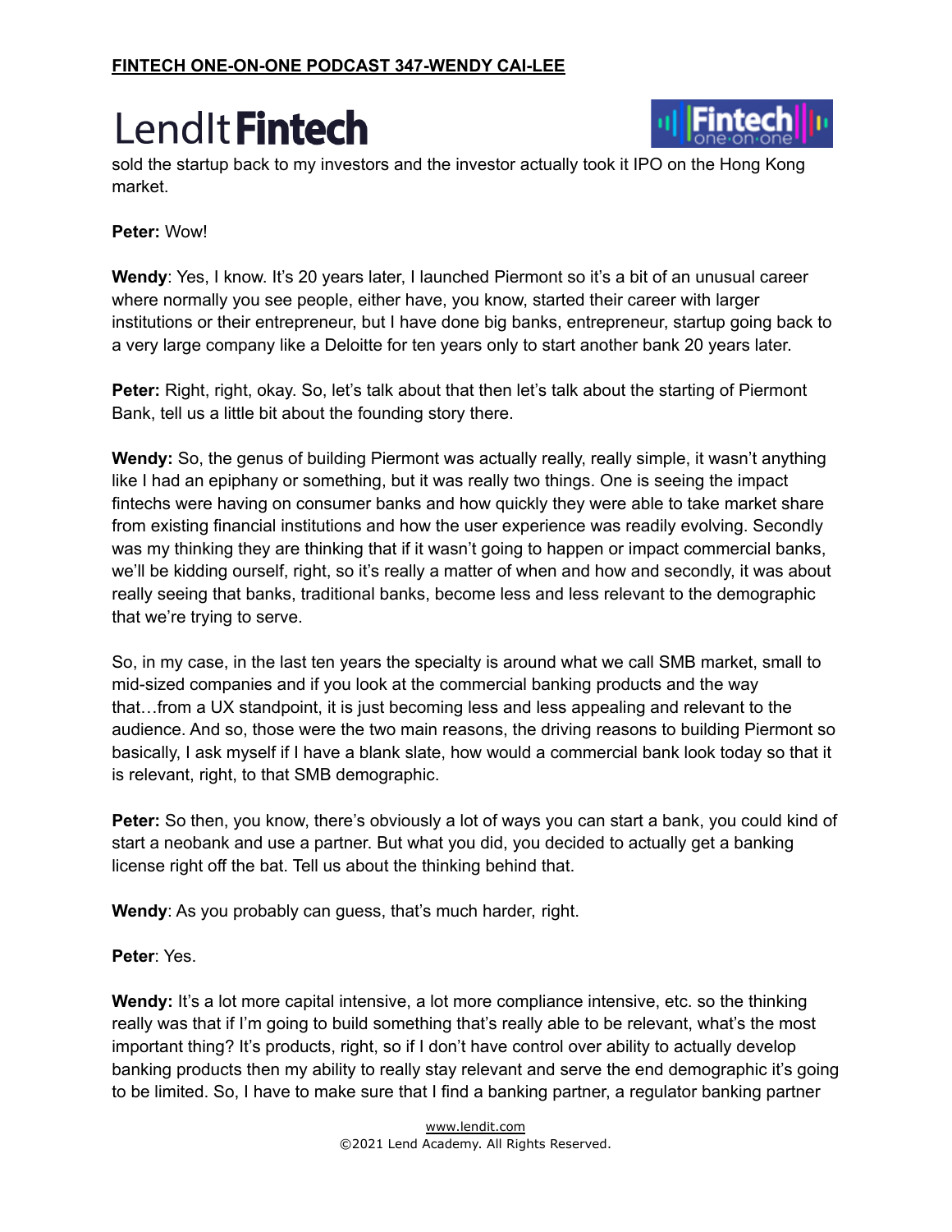sold the startup back to my investors and the investor actually took it IPO on the Hong Kong market.

**Peter:** Wow!

**Wendy**: Yes, I know. It's 20 years later, I launched Piermont so it's a bit of an unusual career where normally you see people, either have, you know, started their career with larger institutions or their entrepreneur, but I have done big banks, entrepreneur, startup going back to a very large company like a Deloitte for ten years only to start another bank 20 years later.

**Peter:** Right, right, okay. So, let's talk about that then let's talk about the starting of Piermont Bank, tell us a little bit about the founding story there.

**Wendy:** So, the genus of building Piermont was actually really, really simple, it wasn't anything like I had an epiphany or something, but it was really two things. One is seeing the impact fintechs were having on consumer banks and how quickly they were able to take market share from existing financial institutions and how the user experience was readily evolving. Secondly was my thinking they are thinking that if it wasn't going to happen or impact commercial banks, we'll be kidding ourself, right, so it's really a matter of when and how and secondly, it was about really seeing that banks, traditional banks, become less and less relevant to the demographic that we're trying to serve.

So, in my case, in the last ten years the specialty is around what we call SMB market, small to mid-sized companies and if you look at the commercial banking products and the way that…from a UX standpoint, it is just becoming less and less appealing and relevant to the audience. And so, those were the two main reasons, the driving reasons to building Piermont so basically, I ask myself if I have a blank slate, how would a commercial bank look today so that it is relevant, right, to that SMB demographic.

**Peter:** So then, you know, there's obviously a lot of ways you can start a bank, you could kind of start a neobank and use a partner. But what you did, you decided to actually get a banking license right off the bat. Tell us about the thinking behind that.

**Wendy**: As you probably can guess, that's much harder, right.

**Peter**: Yes.

**Wendy:** It's a lot more capital intensive, a lot more compliance intensive, etc. so the thinking really was that if I'm going to build something that's really able to be relevant, what's the most important thing? It's products, right, so if I don't have control over ability to actually develop banking products then my ability to really stay relevant and serve the end demographic it's going to be limited. So, I have to make sure that I find a banking partner, a regulator banking partner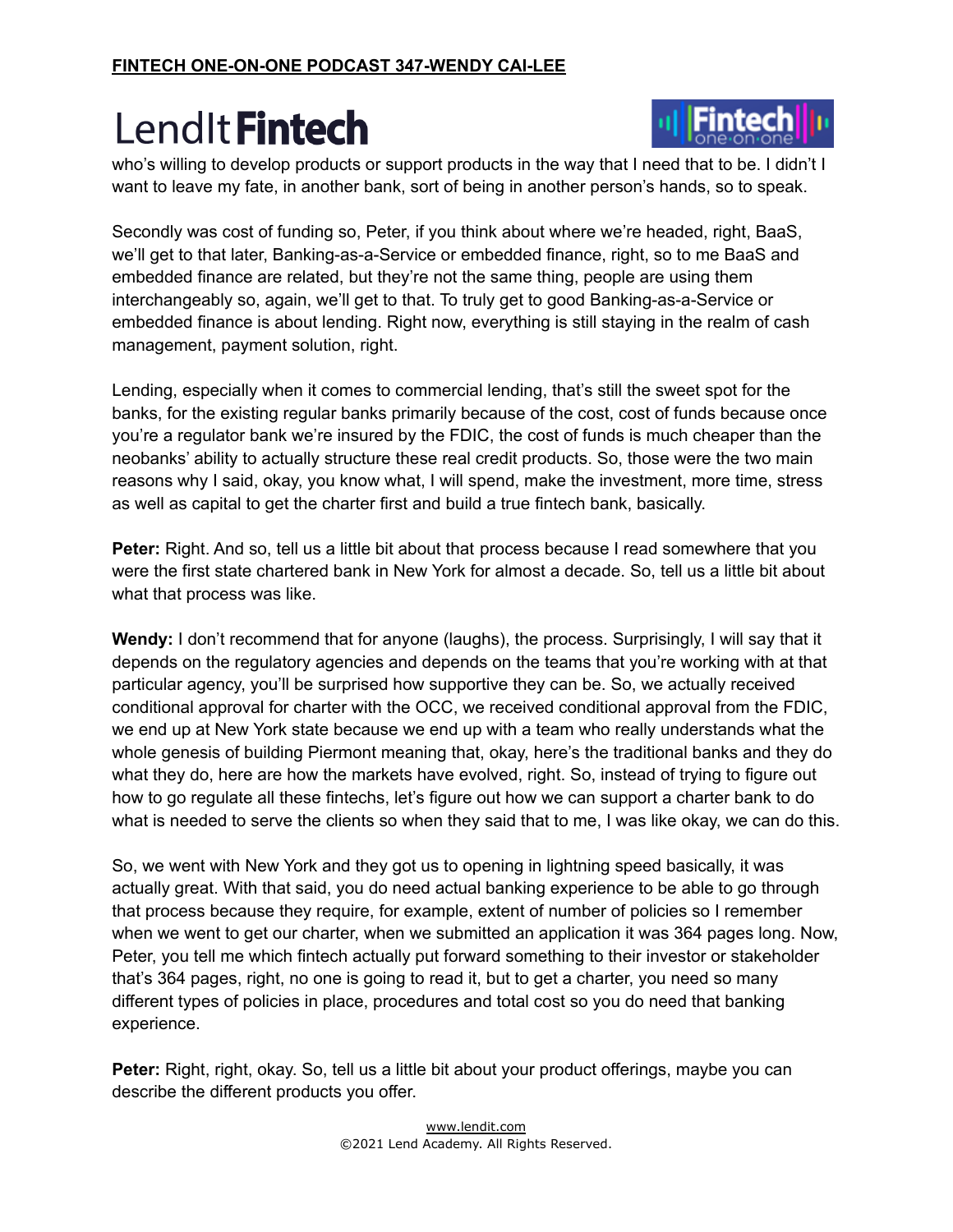who's willing to develop products or support products in the way that I need that to be. I didn't I want to leave my fate, in another bank, sort of being in another person's hands, so to speak.

Secondly was cost of funding so, Peter, if you think about where we're headed, right, BaaS, we'll get to that later, Banking-as-a-Service or embedded finance, right, so to me BaaS and embedded finance are related, but they're not the same thing, people are using them interchangeably so, again, we'll get to that. To truly get to good Banking-as-a-Service or embedded finance is about lending. Right now, everything is still staying in the realm of cash management, payment solution, right.

Lending, especially when it comes to commercial lending, that's still the sweet spot for the banks, for the existing regular banks primarily because of the cost, cost of funds because once you're a regulator bank we're insured by the FDIC, the cost of funds is much cheaper than the neobanks' ability to actually structure these real credit products. So, those were the two main reasons why I said, okay, you know what, I will spend, make the investment, more time, stress as well as capital to get the charter first and build a true fintech bank, basically.

**Peter:** Right. And so, tell us a little bit about that process because I read somewhere that you were the first state chartered bank in New York for almost a decade. So, tell us a little bit about what that process was like.

**Wendy:** I don't recommend that for anyone (laughs), the process. Surprisingly, I will say that it depends on the regulatory agencies and depends on the teams that you're working with at that particular agency, you'll be surprised how supportive they can be. So, we actually received conditional approval for charter with the OCC, we received conditional approval from the FDIC, we end up at New York state because we end up with a team who really understands what the whole genesis of building Piermont meaning that, okay, here's the traditional banks and they do what they do, here are how the markets have evolved, right. So, instead of trying to figure out how to go regulate all these fintechs, let's figure out how we can support a charter bank to do what is needed to serve the clients so when they said that to me, I was like okay, we can do this.

So, we went with New York and they got us to opening in lightning speed basically, it was actually great. With that said, you do need actual banking experience to be able to go through that process because they require, for example, extent of number of policies so I remember when we went to get our charter, when we submitted an application it was 364 pages long. Now, Peter, you tell me which fintech actually put forward something to their investor or stakeholder that's 364 pages, right, no one is going to read it, but to get a charter, you need so many different types of policies in place, procedures and total cost so you do need that banking experience.

**Peter:** Right, right, okay. So, tell us a little bit about your product offerings, maybe you can describe the different products you offer.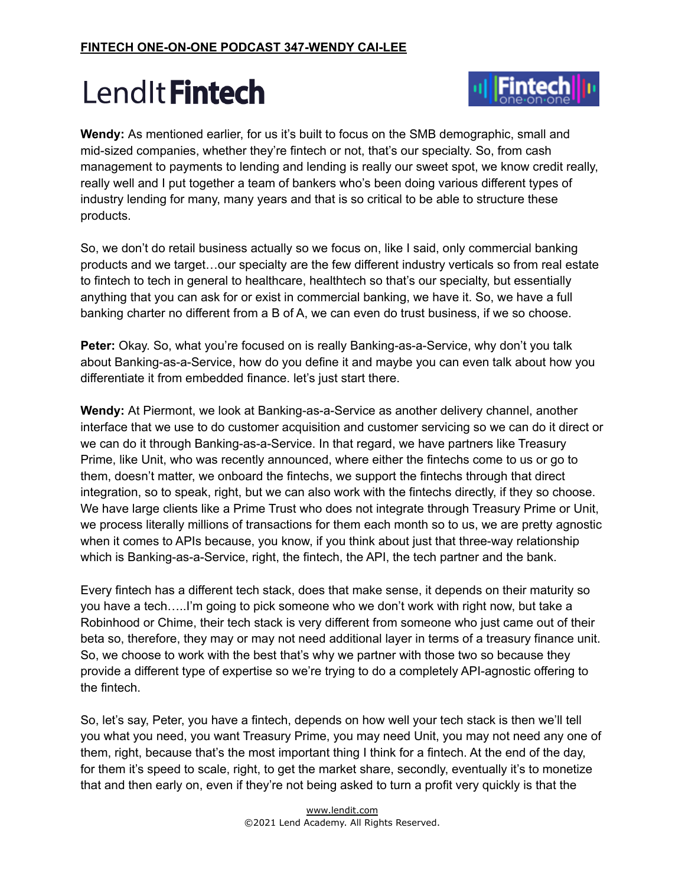**Wendy:** As mentioned earlier, for us it's built to focus on the SMB demographic, small and mid-sized companies, whether they're fintech or not, that's our specialty. So, from cash management to payments to lending and lending is really our sweet spot, we know credit really, really well and I put together a team of bankers who's been doing various different types of industry lending for many, many years and that is so critical to be able to structure these products.

So, we don't do retail business actually so we focus on, like I said, only commercial banking products and we target…our specialty are the few different industry verticals so from real estate to fintech to tech in general to healthcare, healthtech so that's our specialty, but essentially anything that you can ask for or exist in commercial banking, we have it. So, we have a full banking charter no different from a B of A, we can even do trust business, if we so choose.

**Peter:** Okay. So, what you're focused on is really Banking-as-a-Service, why don't you talk about Banking-as-a-Service, how do you define it and maybe you can even talk about how you differentiate it from embedded finance. let's just start there.

**Wendy:** At Piermont, we look at Banking-as-a-Service as another delivery channel, another interface that we use to do customer acquisition and customer servicing so we can do it direct or we can do it through Banking-as-a-Service. In that regard, we have partners like Treasury Prime, like Unit, who was recently announced, where either the fintechs come to us or go to them, doesn't matter, we onboard the fintechs, we support the fintechs through that direct integration, so to speak, right, but we can also work with the fintechs directly, if they so choose. We have large clients like a Prime Trust who does not integrate through Treasury Prime or Unit, we process literally millions of transactions for them each month so to us, we are pretty agnostic when it comes to APIs because, you know, if you think about just that three-way relationship which is Banking-as-a-Service, right, the fintech, the API, the tech partner and the bank.

Every fintech has a different tech stack, does that make sense, it depends on their maturity so you have a tech…..I'm going to pick someone who we don't work with right now, but take a Robinhood or Chime, their tech stack is very different from someone who just came out of their beta so, therefore, they may or may not need additional layer in terms of a treasury finance unit. So, we choose to work with the best that's why we partner with those two so because they provide a different type of expertise so we're trying to do a completely API-agnostic offering to the fintech.

So, let's say, Peter, you have a fintech, depends on how well your tech stack is then we'll tell you what you need, you want Treasury Prime, you may need Unit, you may not need any one of them, right, because that's the most important thing I think for a fintech. At the end of the day, for them it's speed to scale, right, to get the market share, secondly, eventually it's to monetize that and then early on, even if they're not being asked to turn a profit very quickly is that the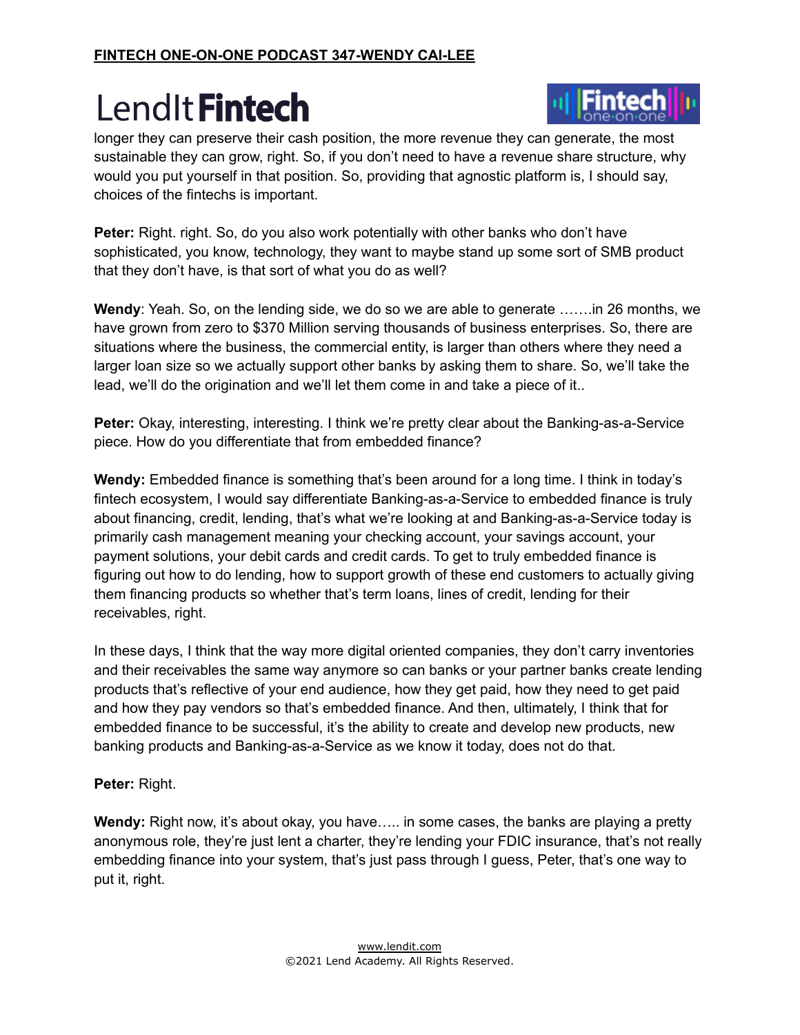longer they can preserve their cash position, the more revenue they can generate, the most sustainable they can grow, right. So, if you don't need to have a revenue share structure, why would you put yourself in that position. So, providing that agnostic platform is, I should say, choices of the fintechs is important.

**Peter:** Right. right. So, do you also work potentially with other banks who don't have sophisticated, you know, technology, they want to maybe stand up some sort of SMB product that they don't have, is that sort of what you do as well?

**Wendy**: Yeah. So, on the lending side, we do so we are able to generate …….in 26 months, we have grown from zero to $370 Million serving thousands of business enterprises. So, there are situations where the business, the commercial entity, is larger than others where they need a larger loan size so we actually support other banks by asking them to share. So, we'll take the lead, we'll do the origination and we'll let them come in and take a piece of it..

**Peter:** Okay, interesting, interesting. I think we're pretty clear about the Banking-as-a-Service piece. How do you differentiate that from embedded finance?

**Wendy:** Embedded finance is something that's been around for a long time. I think in today's fintech ecosystem, I would say differentiate Banking-as-a-Service to embedded finance is truly about financing, credit, lending, that's what we're looking at and Banking-as-a-Service today is primarily cash management meaning your checking account, your savings account, your payment solutions, your debit cards and credit cards. To get to truly embedded finance is figuring out how to do lending, how to support growth of these end customers to actually giving them financing products so whether that's term loans, lines of credit, lending for their receivables, right.

In these days, I think that the way more digital oriented companies, they don't carry inventories and their receivables the same way anymore so can banks or your partner banks create lending products that's reflective of your end audience, how they get paid, how they need to get paid and how they pay vendors so that's embedded finance. And then, ultimately, I think that for embedded finance to be successful, it's the ability to create and develop new products, new banking products and Banking-as-a-Service as we know it today, does not do that.

**Peter:** Right.

**Wendy:** Right now, it's about okay, you have….. in some cases, the banks are playing a pretty anonymous role, they're just lent a charter, they're lending your FDIC insurance, that's not really embedding finance into your system, that's just pass through I guess, Peter, that's one way to put it, right.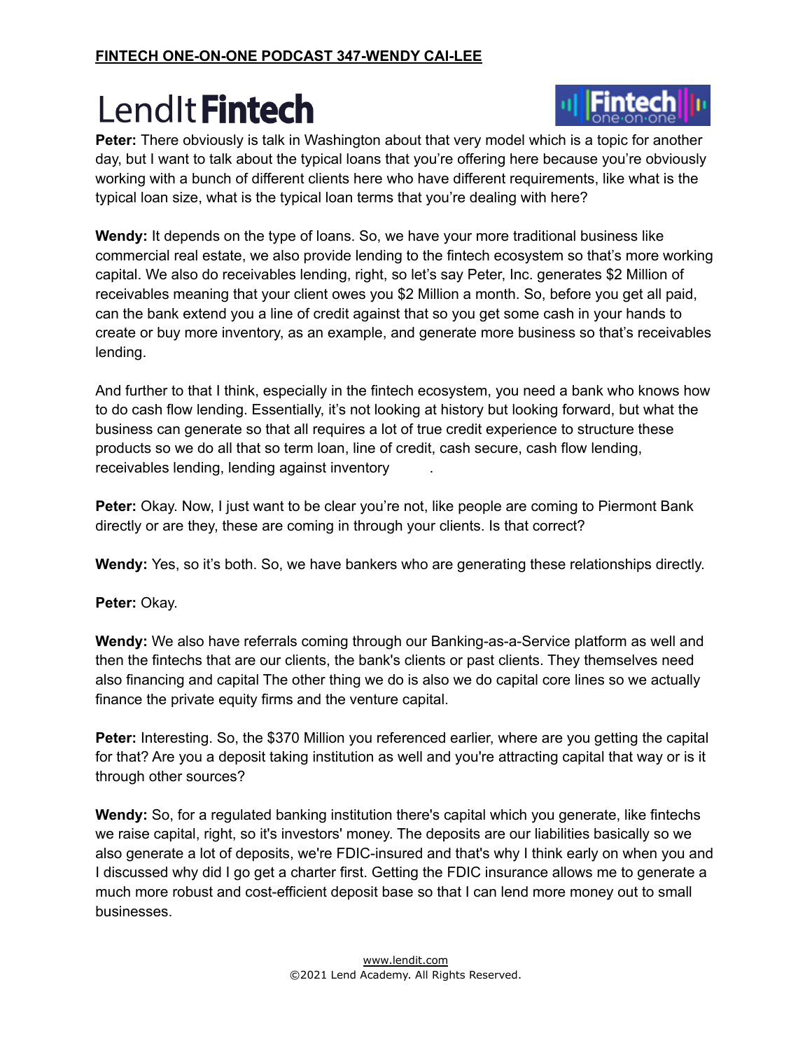**Peter:** There obviously is talk in Washington about that very model which is a topic for another day, but I want to talk about the typical loans that you're offering here because you're obviously working with a bunch of different clients here who have different requirements, like what is the typical loan size, what is the typical loan terms that you're dealing with here?

**Wendy:** It depends on the type of loans. So, we have your more traditional business like commercial real estate, we also provide lending to the fintech ecosystem so that's more working capital. We also do receivables lending, right, so let's say Peter, Inc. generates $2 Million of receivables meaning that your client owes you $2 Million a month. So, before you get all paid, can the bank extend you a line of credit against that so you get some cash in your hands to create or buy more inventory, as an example, and generate more business so that's receivables lending.

And further to that I think, especially in the fintech ecosystem, you need a bank who knows how to do cash flow lending. Essentially, it's not looking at history but looking forward, but what the business can generate so that all requires a lot of true credit experience to structure these products so we do all that so term loan, line of credit, cash secure, cash flow lending, receivables lending, lending against inventory .

**Peter:** Okay. Now, I just want to be clear you're not, like people are coming to Piermont Bank directly or are they, these are coming in through your clients. Is that correct?

**Wendy:** Yes, so it's both. So, we have bankers who are generating these relationships directly.

**Peter:** Okay.

**Wendy:** We also have referrals coming through our Banking-as-a-Service platform as well and then the fintechs that are our clients, the bank's clients or past clients. They themselves need also financing and capital The other thing we do is also we do capital core lines so we actually finance the private equity firms and the venture capital.

**Peter:** Interesting. So, the $370 Million you referenced earlier, where are you getting the capital for that? Are you a deposit taking institution as well and you're attracting capital that way or is it through other sources?

**Wendy:** So, for a regulated banking institution there's capital which you generate, like fintechs we raise capital, right, so it's investors' money. The deposits are our liabilities basically so we also generate a lot of deposits, we're FDIC-insured and that's why I think early on when you and I discussed why did I go get a charter first. Getting the FDIC insurance allows me to generate a much more robust and cost-efficient deposit base so that I can lend more money out to small businesses.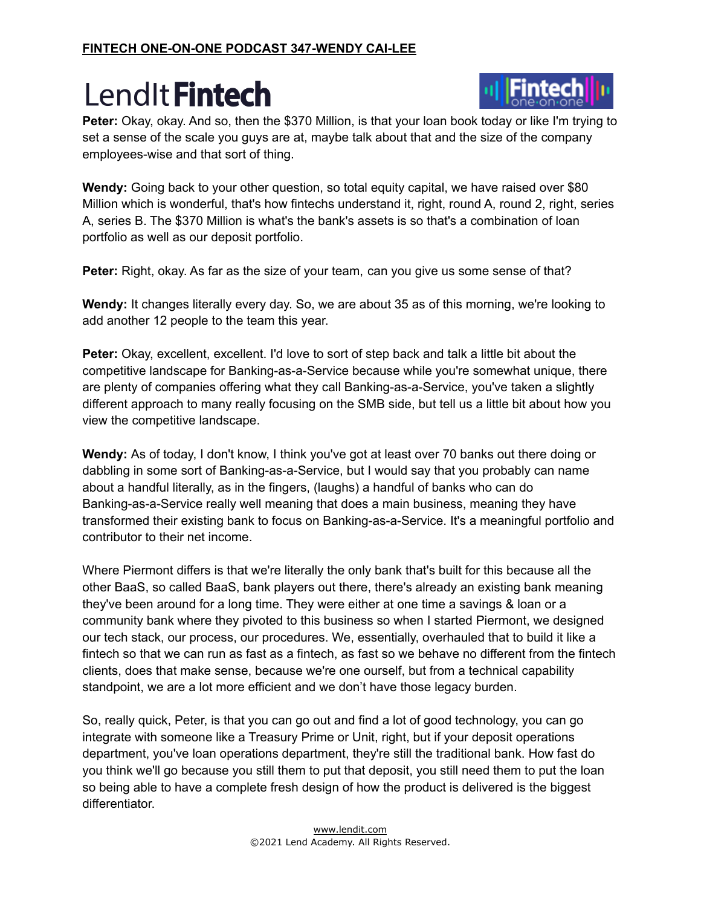**Peter:** Okay, okay. And so, then the $370 Million, is that your loan book today or like I'm trying to set a sense of the scale you guys are at, maybe talk about that and the size of the company employees-wise and that sort of thing.

**Wendy:** Going back to your other question, so total equity capital, we have raised over $80 Million which is wonderful, that's how fintechs understand it, right, round A, round 2, right, series A, series B. The $370 Million is what's the bank's assets is so that's a combination of loan portfolio as well as our deposit portfolio.

**Peter:** Right, okay. As far as the size of your team, can you give us some sense of that?

**Wendy:** It changes literally every day. So, we are about 35 as of this morning, we're looking to add another 12 people to the team this year.

**Peter:** Okay, excellent, excellent. I'd love to sort of step back and talk a little bit about the competitive landscape for Banking-as-a-Service because while you're somewhat unique, there are plenty of companies offering what they call Banking-as-a-Service, you've taken a slightly different approach to many really focusing on the SMB side, but tell us a little bit about how you view the competitive landscape.

**Wendy:** As of today, I don't know, I think you've got at least over 70 banks out there doing or dabbling in some sort of Banking-as-a-Service, but I would say that you probably can name about a handful literally, as in the fingers, (laughs) a handful of banks who can do Banking-as-a-Service really well meaning that does a main business, meaning they have transformed their existing bank to focus on Banking-as-a-Service. It's a meaningful portfolio and contributor to their net income.

Where Piermont differs is that we're literally the only bank that's built for this because all the other BaaS, so called BaaS, bank players out there, there's already an existing bank meaning they've been around for a long time. They were either at one time a savings & loan or a community bank where they pivoted to this business so when I started Piermont, we designed our tech stack, our process, our procedures. We, essentially, overhauled that to build it like a fintech so that we can run as fast as a fintech, as fast so we behave no different from the fintech clients, does that make sense, because we're one ourself, but from a technical capability standpoint, we are a lot more efficient and we don't have those legacy burden.

So, really quick, Peter, is that you can go out and find a lot of good technology, you can go integrate with someone like a Treasury Prime or Unit, right, but if your deposit operations department, you've loan operations department, they're still the traditional bank. How fast do you think we'll go because you still them to put that deposit, you still need them to put the loan so being able to have a complete fresh design of how the product is delivered is the biggest differentiator.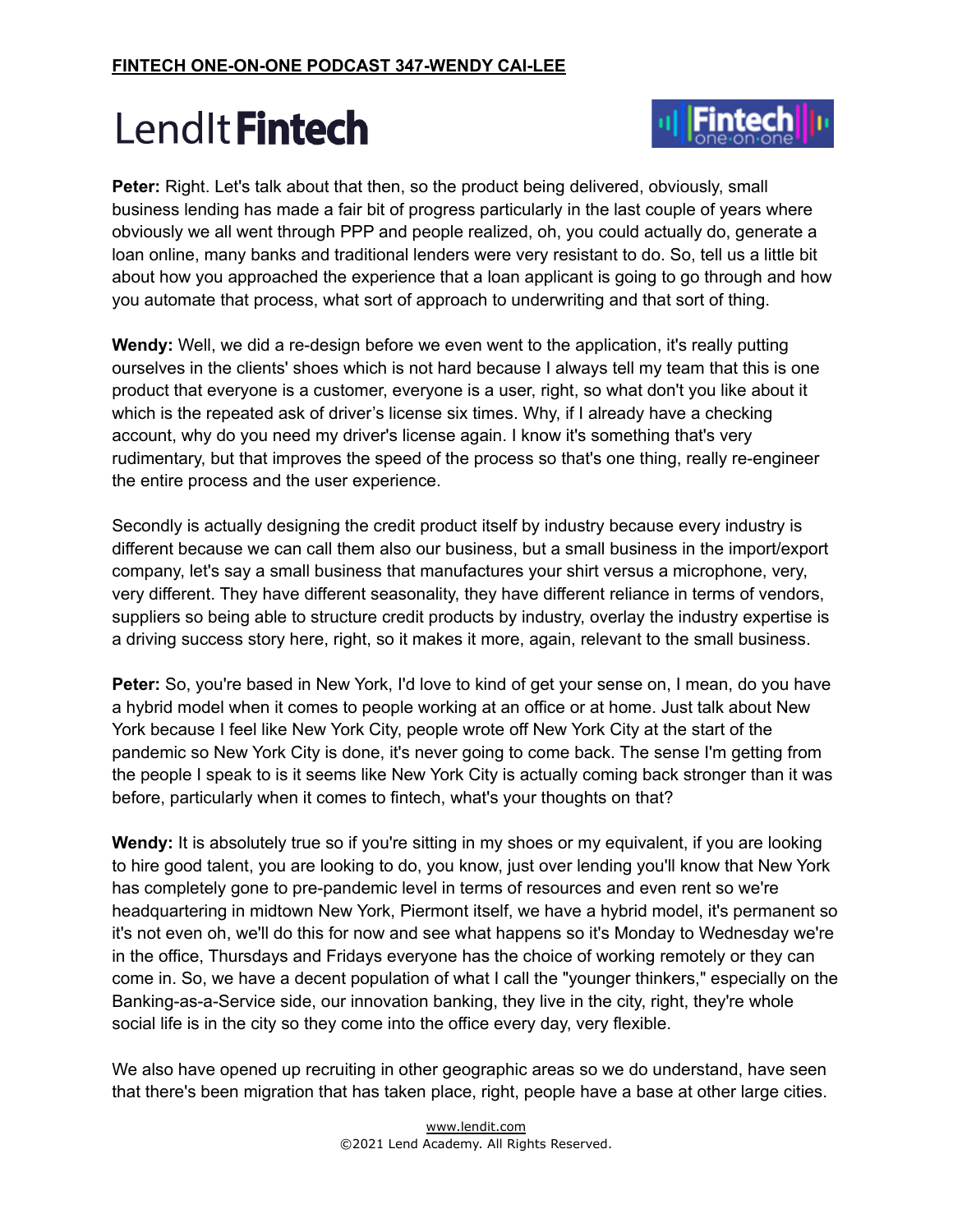**Peter:** Right. Let's talk about that then, so the product being delivered, obviously, small business lending has made a fair bit of progress particularly in the last couple of years where obviously we all went through PPP and people realized, oh, you could actually do, generate a loan online, many banks and traditional lenders were very resistant to do. So, tell us a little bit about how you approached the experience that a loan applicant is going to go through and how you automate that process, what sort of approach to underwriting and that sort of thing.

**Wendy:** Well, we did a re-design before we even went to the application, it's really putting ourselves in the clients' shoes which is not hard because I always tell my team that this is one product that everyone is a customer, everyone is a user, right, so what don't you like about it which is the repeated ask of driver's license six times. Why, if I already have a checking account, why do you need my driver's license again. I know it's something that's very rudimentary, but that improves the speed of the process so that's one thing, really re-engineer the entire process and the user experience.

Secondly is actually designing the credit product itself by industry because every industry is different because we can call them also our business, but a small business in the import/export company, let's say a small business that manufactures your shirt versus a microphone, very, very different. They have different seasonality, they have different reliance in terms of vendors, suppliers so being able to structure credit products by industry, overlay the industry expertise is a driving success story here, right, so it makes it more, again, relevant to the small business.

**Peter:** So, you're based in New York, I'd love to kind of get your sense on, I mean, do you have a hybrid model when it comes to people working at an office or at home. Just talk about New York because I feel like New York City, people wrote off New York City at the start of the pandemic so New York City is done, it's never going to come back. The sense I'm getting from the people I speak to is it seems like New York City is actually coming back stronger than it was before, particularly when it comes to fintech, what's your thoughts on that?

**Wendy:** It is absolutely true so if you're sitting in my shoes or my equivalent, if you are looking to hire good talent, you are looking to do, you know, just over lending you'll know that New York has completely gone to pre-pandemic level in terms of resources and even rent so we're headquartering in midtown New York, Piermont itself, we have a hybrid model, it's permanent so it's not even oh, we'll do this for now and see what happens so it's Monday to Wednesday we're in the office, Thursdays and Fridays everyone has the choice of working remotely or they can come in. So, we have a decent population of what I call the "younger thinkers," especially on the Banking-as-a-Service side, our innovation banking, they live in the city, right, they're whole social life is in the city so they come into the office every day, very flexible.

We also have opened up recruiting in other geographic areas so we do understand, have seen that there's been migration that has taken place, right, people have a base at other large cities.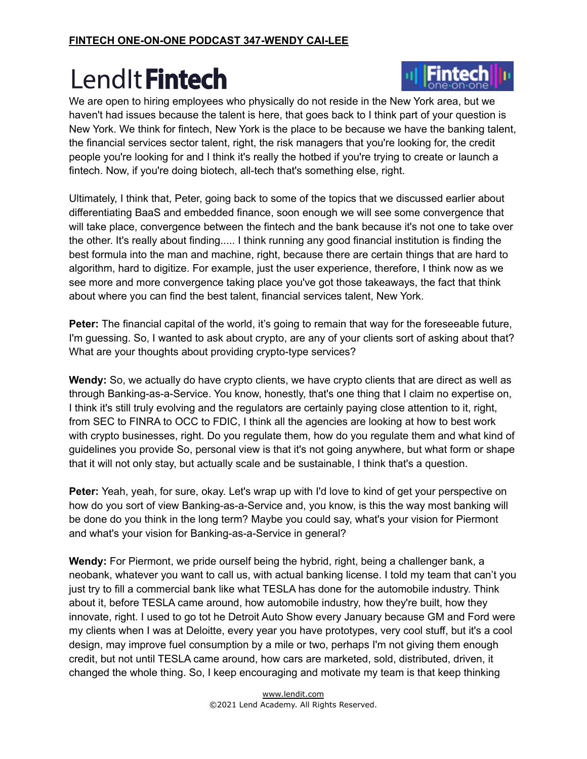We are open to hiring employees who physically do not reside in the New York area, but we haven't had issues because the talent is here, that goes back to I think part of your question is New York. We think for fintech, New York is the place to be because we have the banking talent, the financial services sector talent, right, the risk managers that you're looking for, the credit people you're looking for and I think it's really the hotbed if you're trying to create or launch a fintech. Now, if you're doing biotech, all-tech that's something else, right.

Ultimately, I think that, Peter, going back to some of the topics that we discussed earlier about differentiating BaaS and embedded finance, soon enough we will see some convergence that will take place, convergence between the fintech and the bank because it's not one to take over the other. It's really about finding..... I think running any good financial institution is finding the best formula into the man and machine, right, because there are certain things that are hard to algorithm, hard to digitize. For example, just the user experience, therefore, I think now as we see more and more convergence taking place you've got those takeaways, the fact that think about where you can find the best talent, financial services talent, New York.

**Peter:** The financial capital of the world, it's going to remain that way for the foreseeable future, I'm guessing. So, I wanted to ask about crypto, are any of your clients sort of asking about that? What are your thoughts about providing crypto-type services?

**Wendy:** So, we actually do have crypto clients, we have crypto clients that are direct as well as through Banking-as-a-Service. You know, honestly, that's one thing that I claim no expertise on, I think it's still truly evolving and the regulators are certainly paying close attention to it, right, from SEC to FINRA to OCC to FDIC, I think all the agencies are looking at how to best work with crypto businesses, right. Do you regulate them, how do you regulate them and what kind of guidelines you provide So, personal view is that it's not going anywhere, but what form or shape that it will not only stay, but actually scale and be sustainable, I think that's a question.

**Peter:** Yeah, yeah, for sure, okay. Let's wrap up with I'd love to kind of get your perspective on how do you sort of view Banking-as-a-Service and, you know, is this the way most banking will be done do you think in the long term? Maybe you could say, what's your vision for Piermont and what's your vision for Banking-as-a-Service in general?

**Wendy:** For Piermont, we pride ourself being the hybrid, right, being a challenger bank, a neobank, whatever you want to call us, with actual banking license. I told my team that can't you just try to fill a commercial bank like what TESLA has done for the automobile industry. Think about it, before TESLA came around, how automobile industry, how they're built, how they innovate, right. I used to go tot he Detroit Auto Show every January because GM and Ford were my clients when I was at Deloitte, every year you have prototypes, very cool stuff, but it's a cool design, may improve fuel consumption by a mile or two, perhaps I'm not giving them enough credit, but not until TESLA came around, how cars are marketed, sold, distributed, driven, it changed the whole thing. So, I keep encouraging and motivate my team is that keep thinking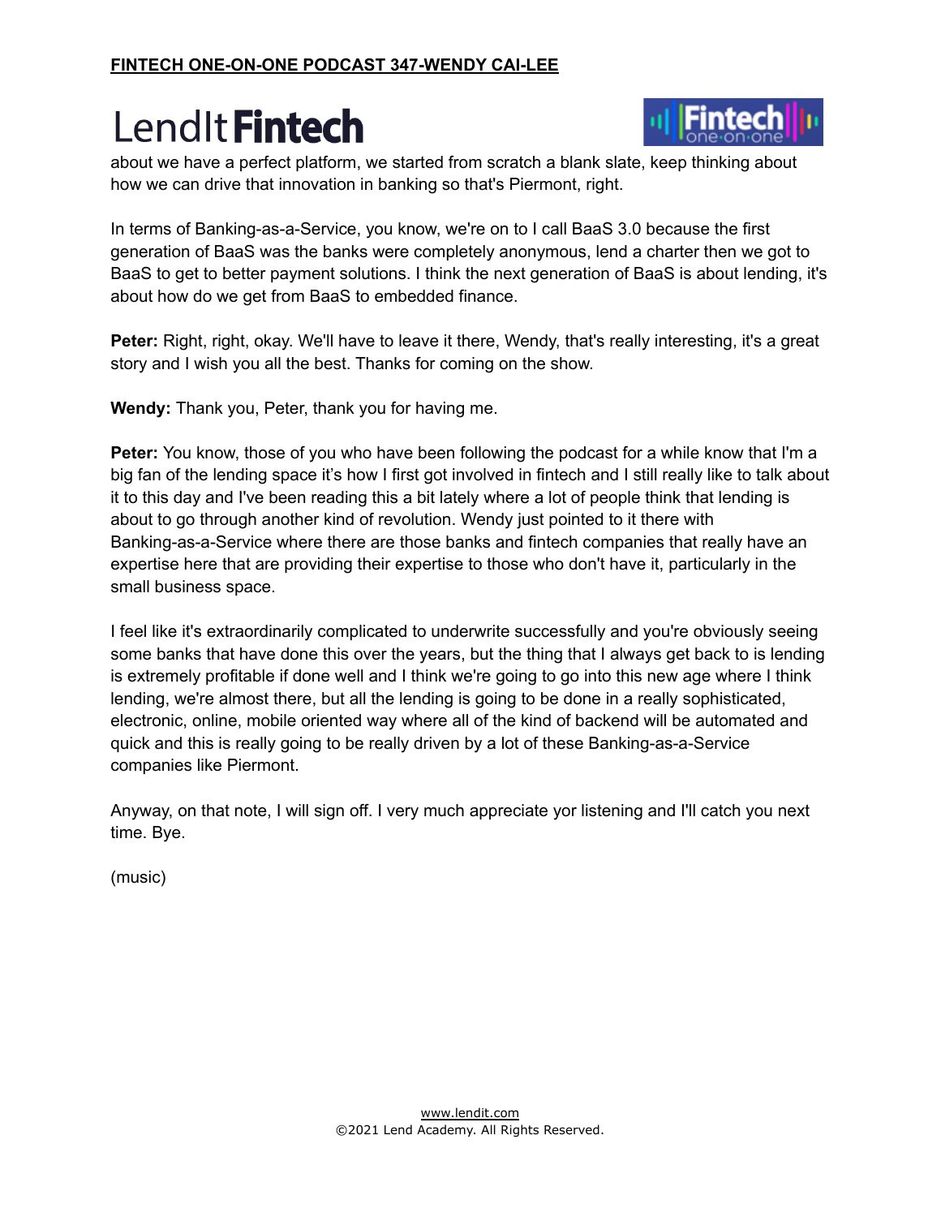about we have a perfect platform, we started from scratch a blank slate, keep thinking about how we can drive that innovation in banking so that's Piermont, right.

In terms of Banking-as-a-Service, you know, we're on to I call BaaS 3.0 because the first generation of BaaS was the banks were completely anonymous, lend a charter then we got to BaaS to get to better payment solutions. I think the next generation of BaaS is about lending, it's about how do we get from BaaS to embedded finance.

**Peter:** Right, right, okay. We'll have to leave it there, Wendy, that's really interesting, it's a great story and I wish you all the best. Thanks for coming on the show.

**Wendy:** Thank you, Peter, thank you for having me.

**Peter:** You know, those of you who have been following the podcast for a while know that I'm a big fan of the lending space it's how I first got involved in fintech and I still really like to talk about it to this day and I've been reading this a bit lately where a lot of people think that lending is about to go through another kind of revolution. Wendy just pointed to it there with Banking-as-a-Service where there are those banks and fintech companies that really have an expertise here that are providing their expertise to those who don't have it, particularly in the small business space.

I feel like it's extraordinarily complicated to underwrite successfully and you're obviously seeing some banks that have done this over the years, but the thing that I always get back to is lending is extremely profitable if done well and I think we're going to go into this new age where I think lending, we're almost there, but all the lending is going to be done in a really sophisticated, electronic, online, mobile oriented way where all of the kind of backend will be automated and quick and this is really going to be really driven by a lot of these Banking-as-a-Service companies like Piermont.

Anyway, on that note, I will sign off. I very much appreciate yor listening and I'll catch you next time. Bye.

(music)